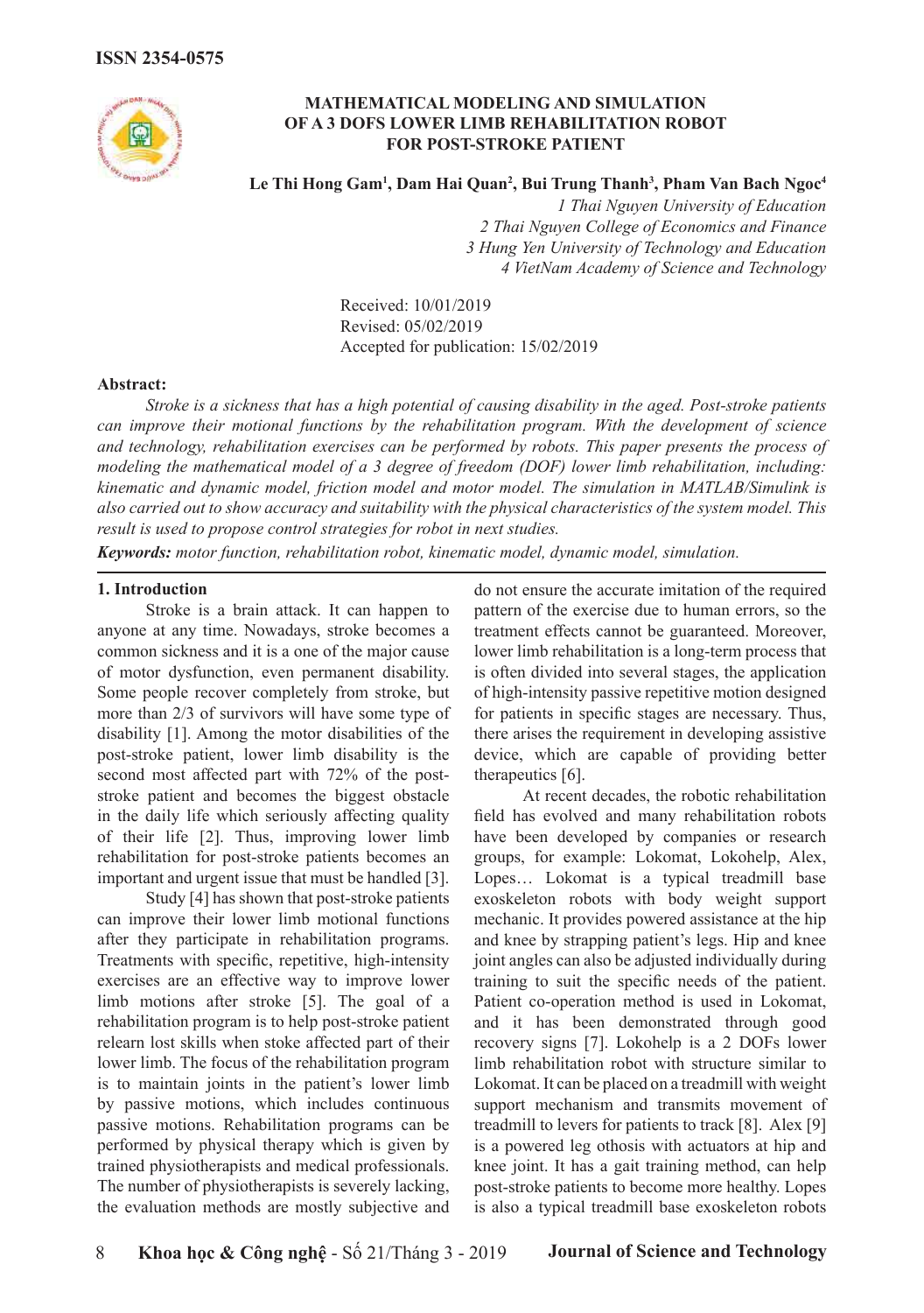ISSN 2354-0575

# MATHEMATICAL MODELING AND SIMULATION OF A 3 DOFS LOWER LIMB REHABILITATION ROBOT FOR POST-STROKE PATIENT

**Le Thi Hong Gam[1], Dam Hai Quan[2], Bui Trung Thanh[3], Pham Van Bach Ngoc[4]**

*1 Thai Nguyen University of Education*
*2 Thai Nguyen College of Economics and Finance*
*3 Hung Yen University of Technology and Education*
*4 VietNam Academy of Science and Technology*

Received: 10/01/2019
Revised: 05/02/2019
Accepted for publication: 15/02/2019

**Abstract:**

*Stroke is a sickness that has a high potential of causing disability in the aged. Post-stroke patients can improve their motional functions by the rehabilitation program. With the development of science and technology, rehabilitation exercises can be performed by robots. This paper presents the process of modeling the mathematical model of a 3 degree of freedom (DOF) lower limb rehabilitation, including: kinematic and dynamic model, friction model and motor model. The simulation in MATLAB/Simulink is also carried out to show accuracy and suitability with the physical characteristics of the system model. This result is used to propose control strategies for robot in next studies.*

***Keywords:*** *motor function, rehabilitation robot, kinematic model, dynamic model, simulation.*

## 1. Introduction

Stroke is a brain attack. It can happen to anyone at any time. Nowadays, stroke becomes a common sickness and it is a one of the major cause of motor dysfunction, even permanent disability. Some people recover completely from stroke, but more than 2/3 of survivors will have some type of disability [1]. Among the motor disabilities of the post-stroke patient, lower limb disability is the second most affected part with 72% of the post-stroke patient and becomes the biggest obstacle in the daily life which seriously affecting quality of their life [2]. Thus, improving lower limb rehabilitation for post-stroke patients becomes an important and urgent issue that must be handled [3].

Study [4] has shown that post-stroke patients can improve their lower limb motional functions after they participate in rehabilitation programs. Treatments with specific, repetitive, high-intensity exercises are an effective way to improve lower limb motions after stroke [5]. The goal of a rehabilitation program is to help post-stroke patient relearn lost skills when stoke affected part of their lower limb. The focus of the rehabilitation program is to maintain joints in the patient's lower limb by passive motions, which includes continuous passive motions. Rehabilitation programs can be performed by physical therapy which is given by trained physiotherapists and medical professionals. The number of physiotherapists is severely lacking, the evaluation methods are mostly subjective and do not ensure the accurate imitation of the required pattern of the exercise due to human errors, so the treatment effects cannot be guaranteed. Moreover, lower limb rehabilitation is a long-term process that is often divided into several stages, the application of high-intensity passive repetitive motion designed for patients in specific stages are necessary. Thus, there arises the requirement in developing assistive device, which are capable of providing better therapeutics [6].

At recent decades, the robotic rehabilitation field has evolved and many rehabilitation robots have been developed by companies or research groups, for example: Lokomat, Lokohelp, Alex, Lopes… Lokomat is a typical treadmill base exoskeleton robots with body weight support mechanic. It provides powered assistance at the hip and knee by strapping patient's legs. Hip and knee joint angles can also be adjusted individually during training to suit the specific needs of the patient. Patient co-operation method is used in Lokomat, and it has been demonstrated through good recovery signs [7]. Lokohelp is a 2 DOFs lower limb rehabilitation robot with structure similar to Lokomat. It can be placed on a treadmill with weight support mechanism and transmits movement of treadmill to levers for patients to track [8]. Alex [9] is a powered leg othosis with actuators at hip and knee joint. It has a gait training method, can help post-stroke patients to become more healthy. Lopes is also a typical treadmill base exoskeleton robots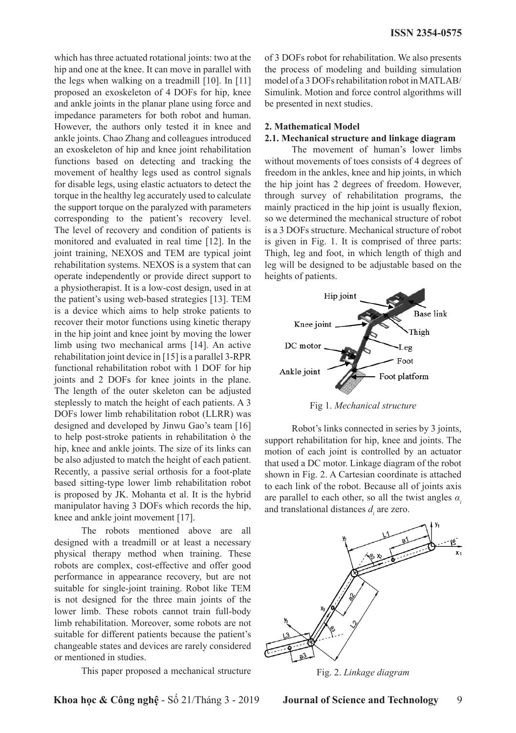which has three actuated rotational joints: two at the hip and one at the knee. It can move in parallel with the legs when walking on a treadmill [10]. In [11] proposed an exoskeleton of 4 DOFs for hip, knee and ankle joints in the planar plane using force and impedance parameters for both robot and human. However, the authors only tested it in knee and ankle joints. Chao Zhang and colleagues introduced an exoskeleton of hip and knee joint rehabilitation functions based on detecting and tracking the movement of healthy legs used as control signals for disable legs, using elastic actuators to detect the torque in the healthy leg accurately used to calculate the support torque on the paralyzed with parameters corresponding to the patient's recovery level. The level of recovery and condition of patients is monitored and evaluated in real time [12]. In the joint training, NEXOS and TEM are typical joint rehabilitation systems. NEXOS is a system that can operate independently or provide direct support to a physiotherapist. It is a low-cost design, used in at the patient's using web-based strategies [13]. TEM is a device which aims to help stroke patients to recover their motor functions using kinetic therapy in the hip joint and knee joint by moving the lower limb using two mechanical arms [14]. An active rehabilitation joint device in [15] is a parallel 3-RPR functional rehabilitation robot with 1 DOF for hip joints and 2 DOFs for knee joints in the plane. The length of the outer skeleton can be adjusted steplessly to match the height of each patients. A 3 DOFs lower limb rehabilitation robot (LLRR) was designed and developed by Jinwu Gao's team [16] to help post-stroke patients in rehabilitation ò the hip, knee and ankle joints. The size of its links can be also adjusted to match the height of each patient. Recently, a passive serial orthosis for a foot-plate based sitting-type lower limb rehabilitation robot is proposed by JK. Mohanta et al. It is the hybrid manipulator having 3 DOFs which records the hip, knee and ankle joint movement [17].

The robots mentioned above are all designed with a treadmill or at least a necessary physical therapy method when training. These robots are complex, cost-effective and offer good performance in appearance recovery, but are not suitable for single-joint training. Robot like TEM is not designed for the three main joints of the lower limb. These robots cannot train full-body limb rehabilitation. Moreover, some robots are not suitable for different patients because the patient's changeable states and devices are rarely considered or mentioned in studies.

This paper proposed a mechanical structure of 3 DOFs robot for rehabilitation. We also presents the process of modeling and building simulation model of a 3 DOFs rehabilitation robot in MATLAB/Simulink. Motion and force control algorithms will be presented in next studies.

## 2. Mathematical Model

### 2.1. Mechanical structure and linkage diagram

The movement of human's lower limbs without movements of toes consists of 4 degrees of freedom in the ankles, knee and hip joints, in which the hip joint has 2 degrees of freedom. However, through survey of rehabilitation programs, the mainly practiced in the hip joint is usually flexion, so we determined the mechanical structure of robot is a 3 DOFs structure. Mechanical structure of robot is given in Fig. 1. It is comprised of three parts: Thigh, leg and foot, in which length of thigh and leg will be designed to be adjustable based on the heights of patients.

Hip joint
Base link
Knee joint
Thigh
DC motor
Leg
Foot
Ankle joint
Foot platform

Fig 1. *Mechanical structure*

Robot's links connected in series by 3 joints, support rehabilitation for hip, knee and joints. The motion of each joint is controlled by an actuator that used a DC motor. Linkage diagram of the robot shown in Fig. 2. A Cartesian coordinate is attached to each link of the robot. Because all of joints axis are parallel to each other, so all the twist angles $\alpha_i$ and translational distances $d_i$ are zero.

L1
a1
y1
x1
y2
x2
a2
x3
a3
y3
L2
L3
a3

Fig. 2. *Linkage diagram*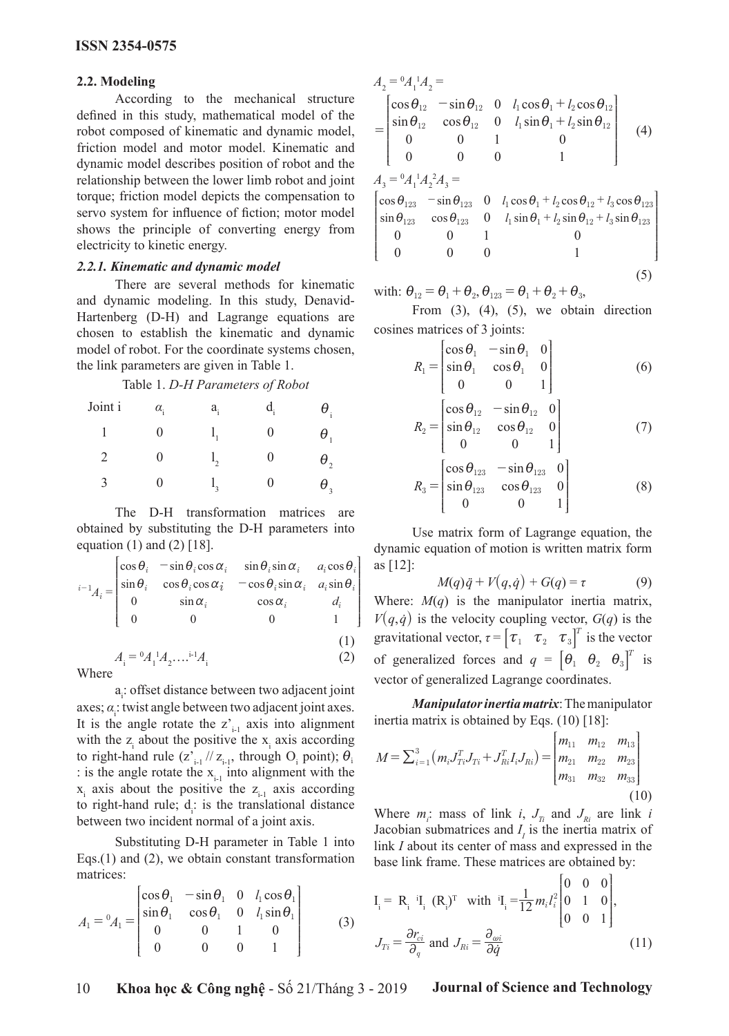## 2.2. Modeling

According to the mechanical structure defined in this study, mathematical model of the robot composed of kinematic and dynamic model, friction model and motor model. Kinematic and dynamic model describes position of robot and the relationship between the lower limb robot and joint torque; friction model depicts the compensation to servo system for influence of fiction; motor model shows the principle of converting energy from electricity to kinetic energy.

### 2.2.1. Kinematic and dynamic model

There are several methods for kinematic and dynamic modeling. In this study, Denavid-Hartenberg (D-H) and Lagrange equations are chosen to establish the kinematic and dynamic model of robot. For the coordinate systems chosen, the link parameters are given in Table 1.

Table 1. *D-H Parameters of Robot*

| Joint i | $\alpha_i$ | $a_i$ | $d_i$ | $\theta_i$ |
|---|---|---|---|---|
| 1 | 0 | $l_1$ | 0 | $\theta_1$ |
| 2 | 0 | $l_2$ | 0 | $\theta_2$ |
| 3 | 0 | $l_3$ | 0 | $\theta_3$ |

The D-H transformation matrices are obtained by substituting the D-H parameters into equation (1) and (2) [18].

$$^{i-1}A_i = \begin{bmatrix} \cos\theta_i & -\sin\theta_i\cos\alpha_i & \sin\theta_i\sin\alpha_i & a_i\cos\theta_i \\ \sin\theta_i & \cos\theta_i\cos\alpha_i & -\cos\theta_i\sin\alpha_i & a_i\sin\theta_i \\ 0 & \sin\alpha_i & \cos\alpha_i & d_i \\ 0 & 0 & 0 & 1 \end{bmatrix} \tag{1}$$

$$A_i = {}^0A_1{}^1A_2 \ldots {}^{i-1}A_i \tag{2}$$

Where

$a_i$: offset distance between two adjacent joint axes; $\alpha_i$: twist angle between two adjacent joint axes. It is the angle rotate the $z'_{i-1}$ axis into alignment with the $z_i$ about the positive the $x_i$ axis according to right-hand rule ($z'_{i-1} // z_{i-1}$, through $O_i$ point); $\theta_i$ : is the angle rotate the $x_{i-1}$ into alignment with the $x_i$ axis about the positive the $z_{i-1}$ axis according to right-hand rule; $d_i$: is the translational distance between two incident normal of a joint axis.

Substituting D-H parameter in Table 1 into Eqs.(1) and (2), we obtain constant transformation matrices:

$$A_1 = {}^0A_1 = \begin{bmatrix} \cos\theta_1 & -\sin\theta_1 & 0 & l_1\cos\theta_1 \\ \sin\theta_1 & \cos\theta_1 & 0 & l_1\sin\theta_1 \\ 0 & 0 & 1 & 0 \\ 0 & 0 & 0 & 1 \end{bmatrix} \tag{3}$$

$$A_2 = {}^0A_1{}^1A_2 = \begin{bmatrix} \cos\theta_{12} & -\sin\theta_{12} & 0 & l_1\cos\theta_1 + l_2\cos\theta_{12} \\ \sin\theta_{12} & \cos\theta_{12} & 0 & l_1\sin\theta_1 + l_2\sin\theta_{12} \\ 0 & 0 & 1 & 0 \\ 0 & 0 & 0 & 1 \end{bmatrix} \tag{4}$$

$$A_3 = {}^0A_1{}^1A_2{}^2A_3 = \begin{bmatrix} \cos\theta_{123} & -\sin\theta_{123} & 0 & l_1\cos\theta_1 + l_2\cos\theta_{12} + l_3\cos\theta_{123} \\ \sin\theta_{123} & \cos\theta_{123} & 0 & l_1\sin\theta_1 + l_2\sin\theta_{12} + l_3\sin\theta_{123} \\ 0 & 0 & 1 & 0 \\ 0 & 0 & 0 & 1 \end{bmatrix} \tag{5}$$

with: $\theta_{12} = \theta_1 + \theta_2, \theta_{123} = \theta_1 + \theta_2 + \theta_3,$

From (3), (4), (5), we obtain direction cosines matrices of 3 joints:

$$R_1 = \begin{bmatrix} \cos\theta_1 & -\sin\theta_1 & 0 \\ \sin\theta_1 & \cos\theta_1 & 0 \\ 0 & 0 & 1 \end{bmatrix} \tag{6}$$

$$R_2 = \begin{bmatrix} \cos\theta_{12} & -\sin\theta_{12} & 0 \\ \sin\theta_{12} & \cos\theta_{12} & 0 \\ 0 & 0 & 1 \end{bmatrix} \tag{7}$$

$$R_3 = \begin{bmatrix} \cos\theta_{123} & -\sin\theta_{123} & 0 \\ \sin\theta_{123} & \cos\theta_{123} & 0 \\ 0 & 0 & 1 \end{bmatrix} \tag{8}$$

Use matrix form of Lagrange equation, the dynamic equation of motion is written matrix form as [12]:

$$M(q)\ddot{q} + V(q,\dot{q}) + G(q) = \tau \tag{9}$$

Where: $M(q)$ is the manipulator inertia matrix, $V(q,\dot{q})$ is the velocity coupling vector, $G(q)$ is the gravitational vector, $\tau = \begin{bmatrix}\tau_1 & \tau_2 & \tau_3\end{bmatrix}^T$ is the vector of generalized forces and $q = \begin{bmatrix}\theta_1 & \theta_2 & \theta_3\end{bmatrix}^T$ is vector of generalized Lagrange coordinates.

***Manipulator inertia matrix***: The manipulator inertia matrix is obtained by Eqs. (10) [18]:

$$M = \sum_{i=1}^{3}\left(m_i J_{Ti}^T J_{Ti} + J_{Ri}^T I_i J_{Ri}\right) = \begin{bmatrix} m_{11} & m_{12} & m_{13} \\ m_{21} & m_{22} & m_{23} \\ m_{31} & m_{32} & m_{33} \end{bmatrix} \tag{10}$$

Where $m_i$: mass of link $i$, $J_{Ti}$ and $J_{Ri}$ are link $i$ Jacobian submatrices and $I_I$ is the inertia matrix of link $I$ about its center of mass and expressed in the base link frame. These matrices are obtained by:

$$I_i = R_i\ {}^iI_i\ (R_i)^T \quad \text{with} \quad {}^iI_i = \frac{1}{12}m_i l_i^2 \begin{bmatrix} 0 & 0 & 0 \\ 0 & 1 & 0 \\ 0 & 0 & 1 \end{bmatrix},$$

$$J_{Ti} = \frac{\partial r_{ci}}{\partial_q} \text{ and } J_{Ri} = \frac{\partial_{\omega i}}{\partial \dot{q}} \tag{11}$$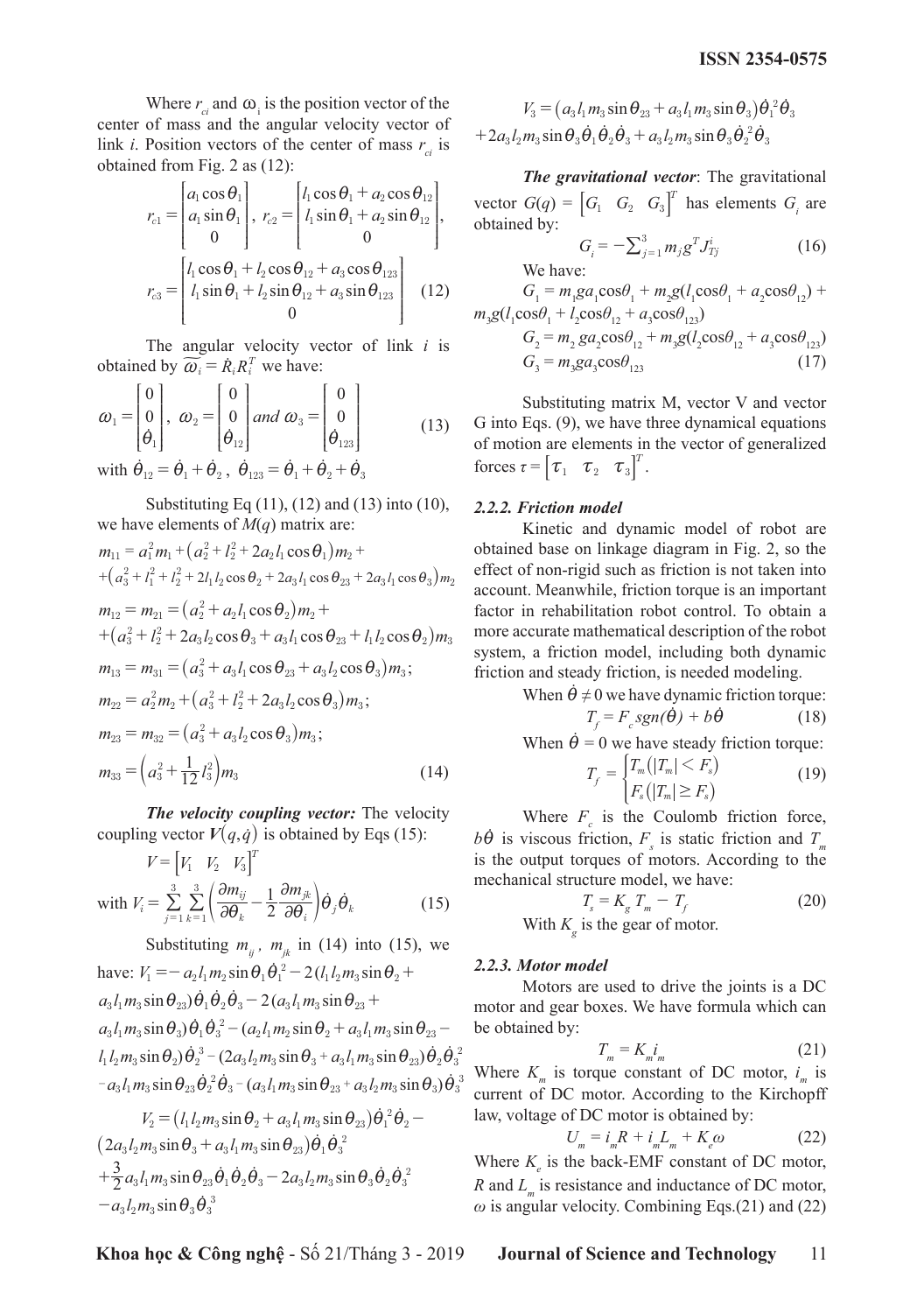Where $r_{ci}$ and $\omega_i$ is the position vector of the center of mass and the angular velocity vector of link $i$. Position vectors of the center of mass $r_{ci}$ is obtained from Fig. 2 as (12):

$$r_{c1} = \begin{bmatrix} a_1\cos\theta_1 \\ a_1\sin\theta_1 \\ 0 \end{bmatrix},\ r_{c2} = \begin{bmatrix} l_1\cos\theta_1 + a_2\cos\theta_{12} \\ l_1\sin\theta_1 + a_2\sin\theta_{12} \\ 0 \end{bmatrix},$$

$$r_{c3} = \begin{bmatrix} l_1\cos\theta_1 + l_2\cos\theta_{12} + a_3\cos\theta_{123} \\ l_1\sin\theta_1 + l_2\sin\theta_{12} + a_3\sin\theta_{123} \\ 0 \end{bmatrix} \quad (12)$$

The angular velocity vector of link $i$ is obtained by $\widetilde{\omega_i} = \dot{R}_i R_i^T$ we have:

$$\omega_1 = \begin{bmatrix} 0 \\ 0 \\ \dot\theta_1 \end{bmatrix},\ \omega_2 = \begin{bmatrix} 0 \\ 0 \\ \dot\theta_{12} \end{bmatrix} \ and\ \omega_3 = \begin{bmatrix} 0 \\ 0 \\ \dot\theta_{123} \end{bmatrix} \quad (13)$$

with $\dot\theta_{12} = \dot\theta_1 + \dot\theta_2$, $\dot\theta_{123} = \dot\theta_1 + \dot\theta_2 + \dot\theta_3$

Substituting Eq (11), (12) and (13) into (10), we have elements of $M(q)$ matrix are:

$$m_{11} = a_1^2 m_1 + \left(a_2^2 + l_2^2 + 2a_2 l_1\cos\theta_1\right)m_2 + \left(a_3^2 + l_1^2 + l_2^2 + 2l_1 l_2\cos\theta_2 + 2a_3 l_1\cos\theta_{23} + 2a_3 l_1\cos\theta_3\right)m_2$$

$$m_{12} = m_{21} = \left(a_2^2 + a_2 l_1\cos\theta_2\right)m_2 + \left(a_3^2 + l_2^2 + 2a_3 l_2\cos\theta_3 + a_3 l_1\cos\theta_{23} + l_1 l_2\cos\theta_2\right)m_3$$

$$m_{13} = m_{31} = \left(a_3^2 + a_3 l_1\cos\theta_{23} + a_3 l_2\cos\theta_3\right)m_3;$$

$$m_{22} = a_2^2 m_2 + \left(a_3^2 + l_2^2 + 2a_3 l_2\cos\theta_3\right)m_3;$$

$$m_{23} = m_{32} = \left(a_3^2 + a_3 l_2\cos\theta_3\right)m_3;$$

$$m_{33} = \left(a_3^2 + \frac{1}{12}l_3^2\right)m_3 \quad (14)$$

***The velocity coupling vector:*** The velocity coupling vector $V(q,\dot q)$ is obtained by Eqs (15):

$$V = \begin{bmatrix} V_1 & V_2 & V_3 \end{bmatrix}^T$$

$$\text{with } V_i = \sum_{j=1}^{3}\sum_{k=1}^{3}\left(\frac{\partial m_{ij}}{\partial\theta_k} - \frac{1}{2}\frac{\partial m_{jk}}{\partial\theta_i}\right)\dot\theta_j\dot\theta_k \quad (15)$$

Substituting $m_{ij}$, $m_{jk}$ in (14) into (15), we have:

$$V_1 = -a_2 l_1 m_2\sin\theta_1\dot\theta_1^2 - 2(l_1 l_2 m_3\sin\theta_2 + a_3 l_1 m_3\sin\theta_{23})\dot\theta_1\dot\theta_2\dot\theta_3 - 2(a_3 l_1 m_3\sin\theta_{23} + a_3 l_1 m_3\sin\theta_3)\dot\theta_1\dot\theta_3^2 - (a_2 l_1 m_2\sin\theta_2 + a_3 l_1 m_3\sin\theta_{23} - l_1 l_2 m_3\sin\theta_2)\dot\theta_2^3 - (2a_3 l_2 m_3\sin\theta_3 + a_3 l_1 m_3\sin\theta_{23})\dot\theta_2\dot\theta_3^2 - a_3 l_1 m_3\sin\theta_{23}\dot\theta_2^2\dot\theta_3 - (a_3 l_1 m_3\sin\theta_{23} + a_3 l_2 m_3\sin\theta_3)\dot\theta_3^3$$

$$V_2 = \left(l_1 l_2 m_3\sin\theta_2 + a_3 l_1 m_3\sin\theta_{23}\right)\dot\theta_1^2\dot\theta_2 - \left(2a_3 l_2 m_3\sin\theta_3 + a_3 l_1 m_3\sin\theta_{23}\right)\dot\theta_1\dot\theta_3^2 + \frac{3}{2}a_3 l_1 m_3\sin\theta_{23}\dot\theta_1\dot\theta_2\dot\theta_3 - 2a_3 l_2 m_3\sin\theta_3\dot\theta_2\dot\theta_3^2 - a_3 l_2 m_3\sin\theta_3\dot\theta_3^3$$

$$V_3 = \left(a_3 l_1 m_3\sin\theta_{23} + a_3 l_1 m_3\sin\theta_3\right)\dot\theta_1^2\dot\theta_3 + 2a_3 l_2 m_3\sin\theta_3\dot\theta_1\dot\theta_2\dot\theta_3 + a_3 l_2 m_3\sin\theta_3\dot\theta_2^2\dot\theta_3$$

***The gravitational vector***: The gravitational vector $G(q) = \begin{bmatrix} G_1 & G_2 & G_3 \end{bmatrix}^T$ has elements $G_i$ are obtained by:

$$G_i = -\sum_{j=1}^{3} m_j g^T J_{Tj}^i \quad (16)$$

We have:

$$G_1 = m_1 g a_1\cos\theta_1 + m_2 g(l_1\cos\theta_1 + a_2\cos\theta_{12}) + m_3 g(l_1\cos\theta_1 + l_2\cos\theta_{12} + a_3\cos\theta_{123})$$

$$G_2 = m_2 g a_2\cos\theta_{12} + m_3 g(l_2\cos\theta_{12} + a_3\cos\theta_{123})$$

$$G_3 = m_3 g a_3\cos\theta_{123} \quad (17)$$

Substituting matrix M, vector V and vector G into Eqs. (9), we have three dynamical equations of motion are elements in the vector of generalized forces $\tau = \begin{bmatrix} \tau_1 & \tau_2 & \tau_3 \end{bmatrix}^T$.

#### *2.2.2. Friction model*

Kinetic and dynamic model of robot are obtained base on linkage diagram in Fig. 2, so the effect of non-rigid such as friction is not taken into account. Meanwhile, friction torque is an important factor in rehabilitation robot control. To obtain a more accurate mathematical description of the robot system, a friction model, including both dynamic friction and steady friction, is needed modeling.

When $\dot\theta \neq 0$ we have dynamic friction torque:

$$T_f = F_c sgn(\dot\theta) + b\dot\theta \quad (18)$$

When $\dot\theta = 0$ we have steady friction torque:

$$T_f = \begin{cases} T_m(|T_m| < F_s) \\ F_s(|T_m| \geq F_s) \end{cases} \quad (19)$$

Where $F_c$ is the Coulomb friction force, $b\dot\theta$ is viscous friction, $F_s$ is static friction and $T_m$ is the output torques of motors. According to the mechanical structure model, we have:

$$T_s = K_g T_m - T_f \quad (20)$$

With $K_g$ is the gear of motor.

#### *2.2.3. Motor model*

Motors are used to drive the joints is a DC motor and gear boxes. We have formula which can be obtained by:

$$T_m = K_m i_m \quad (21)$$

Where $K_m$ is torque constant of DC motor, $i_m$ is current of DC motor. According to the Kirchopff law, voltage of DC motor is obtained by:

$$U_m = i_m R + i_m L_m + K_e\omega \quad (22)$$

Where $K_e$ is the back-EMF constant of DC motor, $R$ and $L_m$ is resistance and inductance of DC motor, $\omega$ is angular velocity. Combining Eqs.(21) and (22)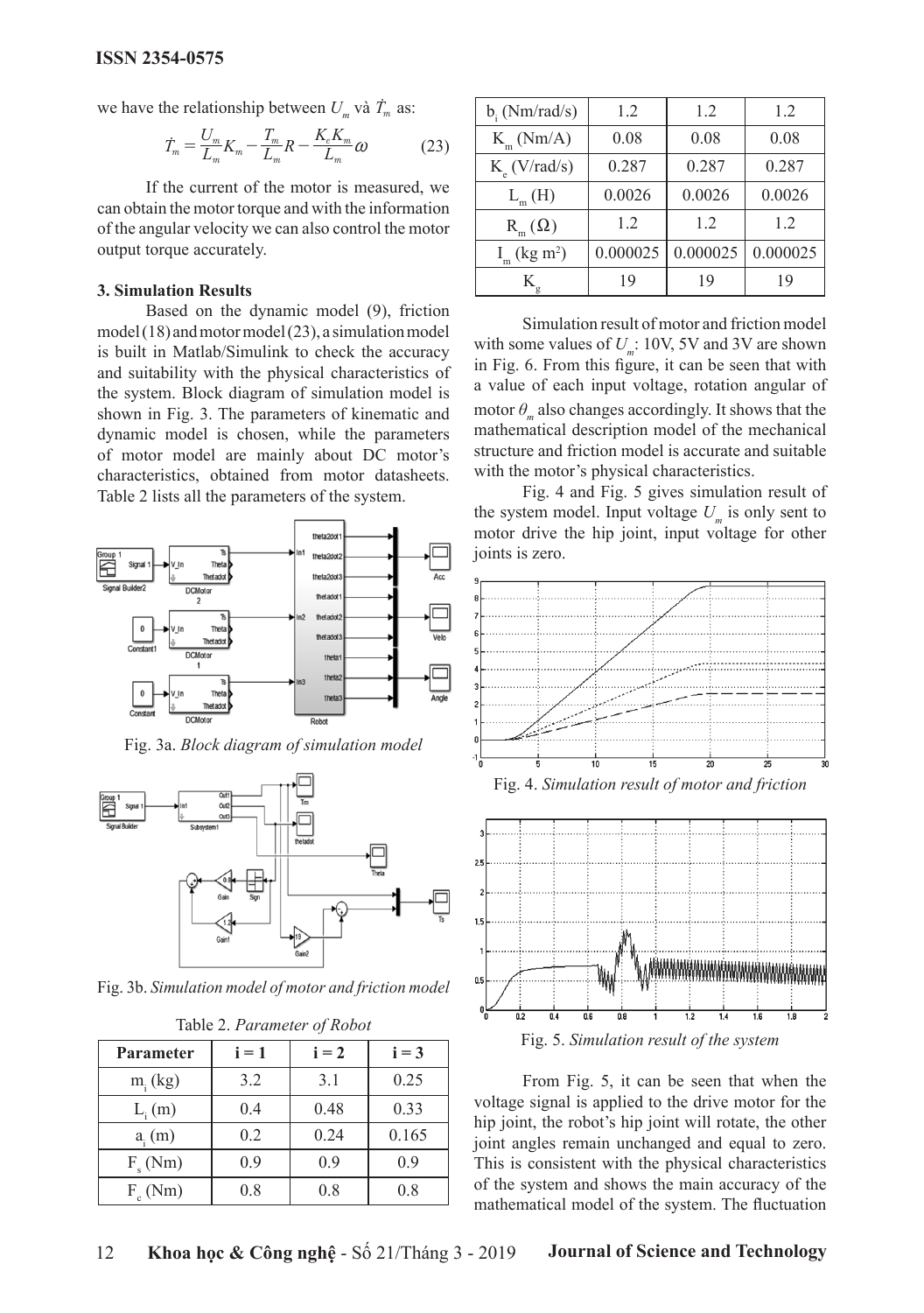we have the relationship between $U_m$ và $\dot{T}_m$ as:

$$\dot{T}_m = \frac{U_m}{L_m}K_m - \frac{T_m}{L_m}R - \frac{K_e K_m}{L_m}\omega \tag{23}$$

If the current of the motor is measured, we can obtain the motor torque and with the information of the angular velocity we can also control the motor output torque accurately.

### 3. Simulation Results

Based on the dynamic model (9), friction model (18) and motor model (23), a simulation model is built in Matlab/Simulink to check the accuracy and suitability with the physical characteristics of the system. Block diagram of simulation model is shown in Fig. 3. The parameters of kinematic and dynamic model is chosen, while the parameters of motor model are mainly about DC motor's characteristics, obtained from motor datasheets. Table 2 lists all the parameters of the system.

Fig. 3a. *Block diagram of simulation model*

Fig. 3b. *Simulation model of motor and friction model*

Table 2. *Parameter of Robot*

| Parameter | i = 1 | i = 2 | i = 3 |
|---|---|---|---|
| $m_i$ (kg) | 3.2 | 3.1 | 0.25 |
| $L_i$ (m) | 0.4 | 0.48 | 0.33 |
| $a_i$ (m) | 0.2 | 0.24 | 0.165 |
| $F_s$ (Nm) | 0.9 | 0.9 | 0.9 |
| $F_c$ (Nm) | 0.8 | 0.8 | 0.8 |
| $b_i$ (Nm/rad/s) | 1.2 | 1.2 | 1.2 |
| $K_m$ (Nm/A) | 0.08 | 0.08 | 0.08 |
| $K_e$ (V/rad/s) | 0.287 | 0.287 | 0.287 |
| $L_m$ (H) | 0.0026 | 0.0026 | 0.0026 |
| $R_m$ (Ω) | 1.2 | 1.2 | 1.2 |
| $I_m$ (kg m$^2$) | 0.000025 | 0.000025 | 0.000025 |
| $K_g$ | 19 | 19 | 19 |

Simulation result of motor and friction model with some values of $U_m$: 10V, 5V and 3V are shown in Fig. 6. From this figure, it can be seen that with a value of each input voltage, rotation angular of motor $\theta_m$ also changes accordingly. It shows that the mathematical description model of the mechanical structure and friction model is accurate and suitable with the motor's physical characteristics.

Fig. 4 and Fig. 5 gives simulation result of the system model. Input voltage $U_m$ is only sent to motor drive the hip joint, input voltage for other joints is zero.

Fig. 4. *Simulation result of motor and friction*

Fig. 5. *Simulation result of the system*

From Fig. 5, it can be seen that when the voltage signal is applied to the drive motor for the hip joint, the robot's hip joint will rotate, the other joint angles remain unchanged and equal to zero. This is consistent with the physical characteristics of the system and shows the main accuracy of the mathematical model of the system. The fluctuation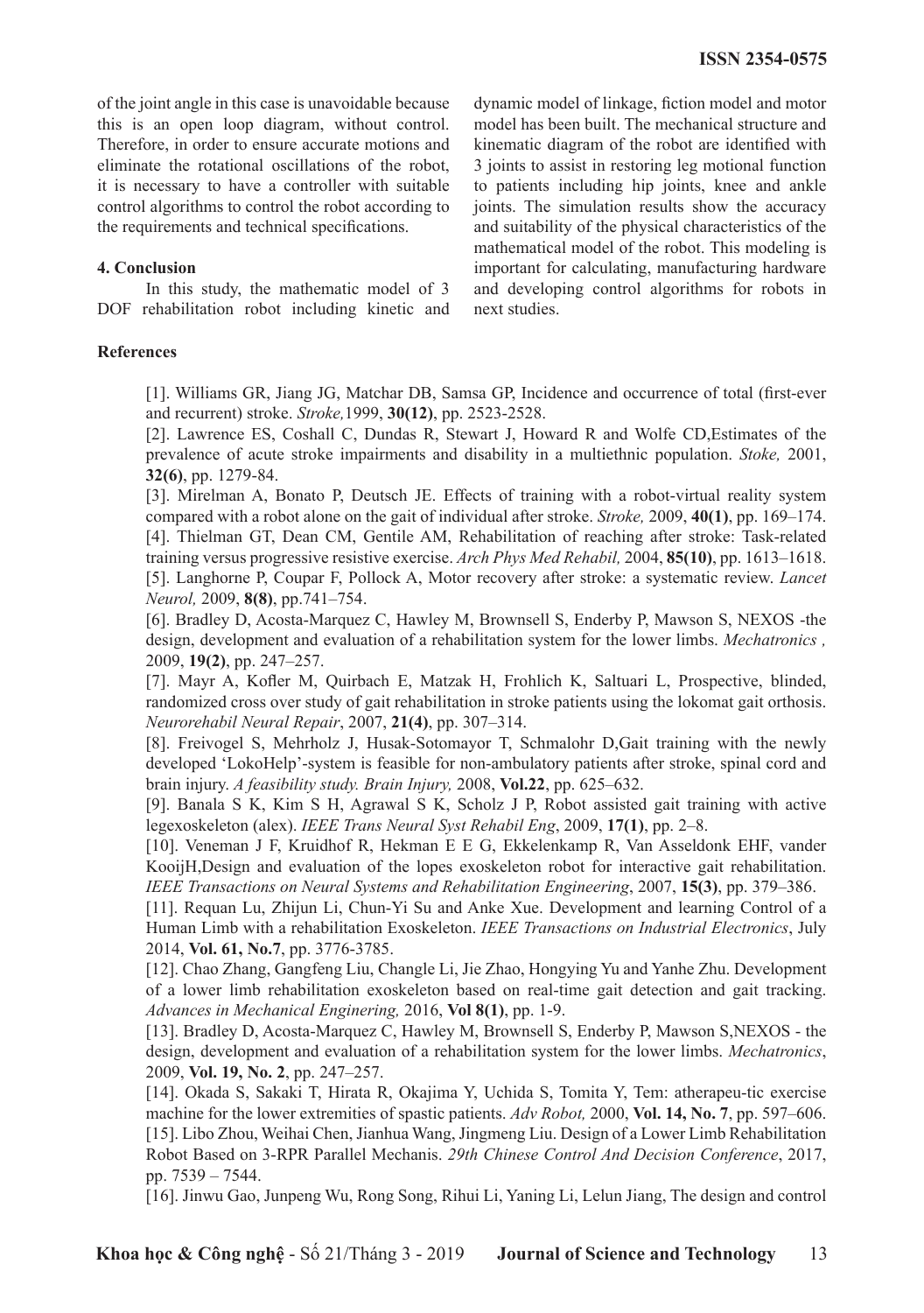of the joint angle in this case is unavoidable because this is an open loop diagram, without control. Therefore, in order to ensure accurate motions and eliminate the rotational oscillations of the robot, it is necessary to have a controller with suitable control algorithms to control the robot according to the requirements and technical specifications.

## 4. Conclusion

In this study, the mathematic model of 3 DOF rehabilitation robot including kinetic and dynamic model of linkage, fiction model and motor model has been built. The mechanical structure and kinematic diagram of the robot are identified with 3 joints to assist in restoring leg motional function to patients including hip joints, knee and ankle joints. The simulation results show the accuracy and suitability of the physical characteristics of the mathematical model of the robot. This modeling is important for calculating, manufacturing hardware and developing control algorithms for robots in next studies.

## References

[1]. Williams GR, Jiang JG, Matchar DB, Samsa GP, Incidence and occurrence of total (first-ever and recurrent) stroke. *Stroke,*1999, **30(12)**, pp. 2523-2528.

[2]. Lawrence ES, Coshall C, Dundas R, Stewart J, Howard R and Wolfe CD,Estimates of the prevalence of acute stroke impairments and disability in a multiethnic population. *Stoke,* 2001, **32(6)**, pp. 1279-84.

[3]. Mirelman A, Bonato P, Deutsch JE. Effects of training with a robot-virtual reality system compared with a robot alone on the gait of individual after stroke. *Stroke,* 2009, **40(1)**, pp. 169–174.

[4]. Thielman GT, Dean CM, Gentile AM, Rehabilitation of reaching after stroke: Task-related training versus progressive resistive exercise. *Arch Phys Med Rehabil,* 2004, **85(10)**, pp. 1613–1618.

[5]. Langhorne P, Coupar F, Pollock A, Motor recovery after stroke: a systematic review. *Lancet Neurol,* 2009, **8(8)**, pp.741–754.

[6]. Bradley D, Acosta-Marquez C, Hawley M, Brownsell S, Enderby P, Mawson S, NEXOS -the design, development and evaluation of a rehabilitation system for the lower limbs. *Mechatronics ,* 2009, **19(2)**, pp. 247–257.

[7]. Mayr A, Kofler M, Quirbach E, Matzak H, Frohlich K, Saltuari L, Prospective, blinded, randomized cross over study of gait rehabilitation in stroke patients using the lokomat gait orthosis. *Neurorehabil Neural Repair*, 2007, **21(4)**, pp. 307–314.

[8]. Freivogel S, Mehrholz J, Husak-Sotomayor T, Schmalohr D,Gait training with the newly developed 'LokoHelp'-system is feasible for non-ambulatory patients after stroke, spinal cord and brain injury. *A feasibility study. Brain Injury,* 2008, **Vol.22**, pp. 625–632.

[9]. Banala S K, Kim S H, Agrawal S K, Scholz J P, Robot assisted gait training with active legexoskeleton (alex). *IEEE Trans Neural Syst Rehabil Eng*, 2009, **17(1)**, pp. 2–8.

[10]. Veneman J F, Kruidhof R, Hekman E E G, Ekkelenkamp R, Van Asseldonk EHF, vander KooijH,Design and evaluation of the lopes exoskeleton robot for interactive gait rehabilitation. *IEEE Transactions on Neural Systems and Rehabilitation Engineering*, 2007, **15(3)**, pp. 379–386.

[11]. Requan Lu, Zhijun Li, Chun-Yi Su and Anke Xue. Development and learning Control of a Human Limb with a rehabilitation Exoskeleton. *IEEE Transactions on Industrial Electronics*, July 2014, **Vol. 61, No.7**, pp. 3776-3785.

[12]. Chao Zhang, Gangfeng Liu, Changle Li, Jie Zhao, Hongying Yu and Yanhe Zhu. Development of a lower limb rehabilitation exoskeleton based on real-time gait detection and gait tracking. *Advances in Mechanical Enginering,* 2016, **Vol 8(1)**, pp. 1-9.

[13]. Bradley D, Acosta-Marquez C, Hawley M, Brownsell S, Enderby P, Mawson S,NEXOS - the design, development and evaluation of a rehabilitation system for the lower limbs. *Mechatronics*, 2009, **Vol. 19, No. 2**, pp. 247–257.

[14]. Okada S, Sakaki T, Hirata R, Okajima Y, Uchida S, Tomita Y, Tem: atherapeu-tic exercise machine for the lower extremities of spastic patients. *Adv Robot,* 2000, **Vol. 14, No. 7**, pp. 597–606.

[15]. Libo Zhou, Weihai Chen, Jianhua Wang, Jingmeng Liu. Design of a Lower Limb Rehabilitation Robot Based on 3-RPR Parallel Mechanis. *29th Chinese Control And Decision Conference*, 2017, pp. 7539 – 7544.

[16]. Jinwu Gao, Junpeng Wu, Rong Song, Rihui Li, Yaning Li, Lelun Jiang, The design and control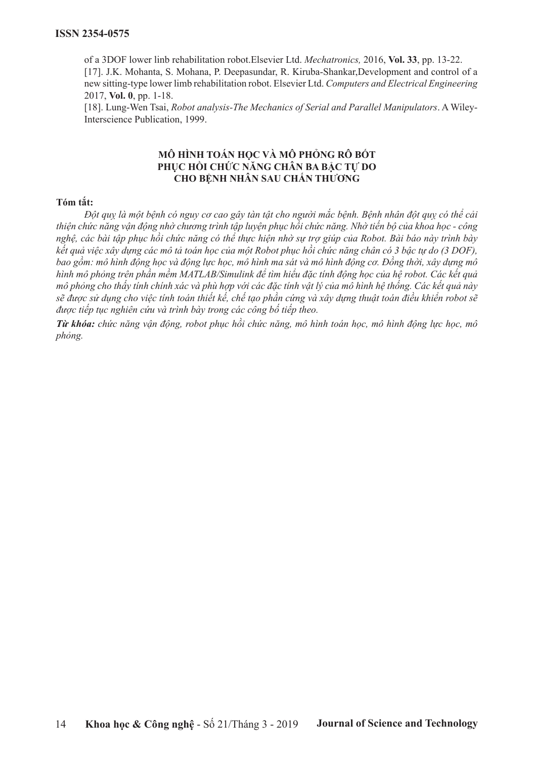of a 3DOF lower linb rehabilitation robot.Elsevier Ltd. *Mechatronics,* 2016, **Vol. 33**, pp. 13-22.

[17]. J.K. Mohanta, S. Mohana, P. Deepasundar, R. Kiruba-Shankar,Development and control of a new sitting-type lower limb rehabilitation robot. Elsevier Ltd. *Computers and Electrical Engineering* 2017, **Vol. 0**, pp. 1-18.

[18]. Lung-Wen Tsai, *Robot analysis-The Mechanics of Serial and Parallel Manipulators*. A Wiley-Interscience Publication, 1999.

## MÔ HÌNH TOÁN HỌC VÀ MÔ PHỎNG RÔ BỐT PHỤC HỒI CHỨC NĂNG CHÂN BA BẬC TỰ DO CHO BỆNH NHÂN SAU CHẤN THƯƠNG

**Tóm tắt:**

*Đột quỵ là một bệnh có nguy cơ cao gây tàn tật cho người mắc bệnh. Bệnh nhân đột quỵ có thể cải thiện chức năng vận động nhờ chương trình tập luyện phục hồi chức năng. Nhờ tiến bộ của khoa học - công nghệ, các bài tập phục hồi chức năng có thể thực hiện nhờ sự trợ giúp của Robot. Bài báo này trình bày kết quả việc xây dựng các mô tả toán học của một Robot phục hồi chức năng chân có 3 bậc tự do (3 DOF), bao gồm: mô hình động học và động lực học, mô hình ma sát và mô hình động cơ. Đồng thời, xây dựng mô hình mô phỏng trên phần mềm MATLAB/Simulink để tìm hiểu đặc tính động học của hệ robot. Các kết quả mô phỏng cho thấy tính chính xác và phù hợp với các đặc tính vật lý của mô hình hệ thống. Các kết quả này sẽ được sử dụng cho việc tính toán thiết kế, chế tạo phần cứng và xây dựng thuật toán điều khiển robot sẽ được tiếp tục nghiên cứu và trình bày trong các công bố tiếp theo.*

***Từ khóa:*** *chức năng vận động, robot phục hồi chức năng, mô hình toán học, mô hình động lực học, mô phỏng.*